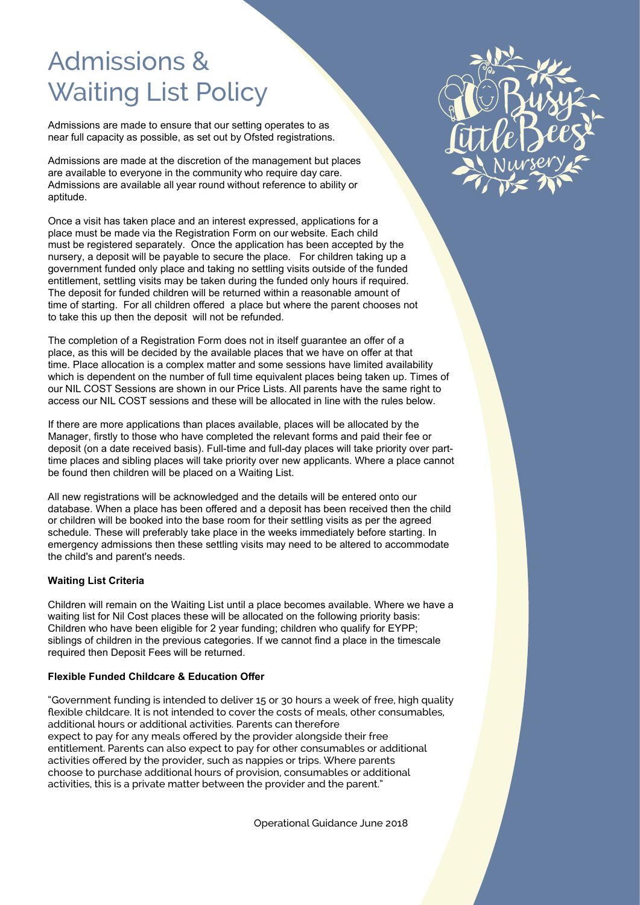# Admissions & Waiting List Policy

Admissions are made to ensure that our setting operates to as near full capacity as possible, as set out by Ofsted registrations.

Admissions are made at the discretion of the management but places are available to everyone in the community who require day care. Admissions are available all year round without reference to ability or aptitude.

Once a visit has taken place and an interest expressed, applications for a place must be made via the Registration Form on our website. Each child must be registered separately. Once the application has been accepted by the nursery, a deposit will be payable to secure the place. For children taking up a government funded only place and taking no settling visits outside of the funded entitlement, settling visits may be taken during the funded only hours if required. The deposit for funded children will be returned within a reasonable amount of time of starting. For all children offered a place but where the parent chooses not to take this up then the deposit will not be refunded.

The completion of a Registration Form does not in itself guarantee an offer of a place, as this will be decided by the available places that we have on offer at that time. Place allocation is a complex matter and some sessions have limited availability which is dependent on the number of full time equivalent places being taken up. Times of our NIL COST Sessions are shown in our Price Lists. All parents have the same right to access our NIL COST sessions and these will be allocated in line with the rules below.

If there are more applications than places available, places will be allocated by the Manager, firstly to those who have completed the relevant forms and paid their fee or deposit (on a date received basis). Full-time and full-day places will take priority over part-time places and sibling places will take priority over new applicants. Where a place cannot be found then children will be placed on a Waiting List.

All new registrations will be acknowledged and the details will be entered onto our database. When a place has been offered and a deposit has been received then the child or children will be booked into the base room for their settling visits as per the agreed schedule. These will preferably take place in the weeks immediately before starting. In emergency admissions then these settling visits may need to be altered to accommodate the child's and parent's needs.

**Waiting List Criteria**

Children will remain on the Waiting List until a place becomes available. Where we have a waiting list for Nil Cost places these will be allocated on the following priority basis: Children who have been eligible for 2 year funding; children who qualify for EYPP; siblings of children in the previous categories. If we cannot find a place in the timescale required then Deposit Fees will be returned.

**Flexible Funded Childcare & Education Offer**

"Government funding is intended to deliver 15 or 30 hours a week of free, high quality flexible childcare. It is not intended to cover the costs of meals, other consumables, additional hours or additional activities. Parents can therefore expect to pay for any meals offered by the provider alongside their free entitlement. Parents can also expect to pay for other consumables or additional activities offered by the provider, such as nappies or trips. Where parents choose to purchase additional hours of provision, consumables or additional activities, this is a private matter between the provider and the parent."

Operational Guidance June 2018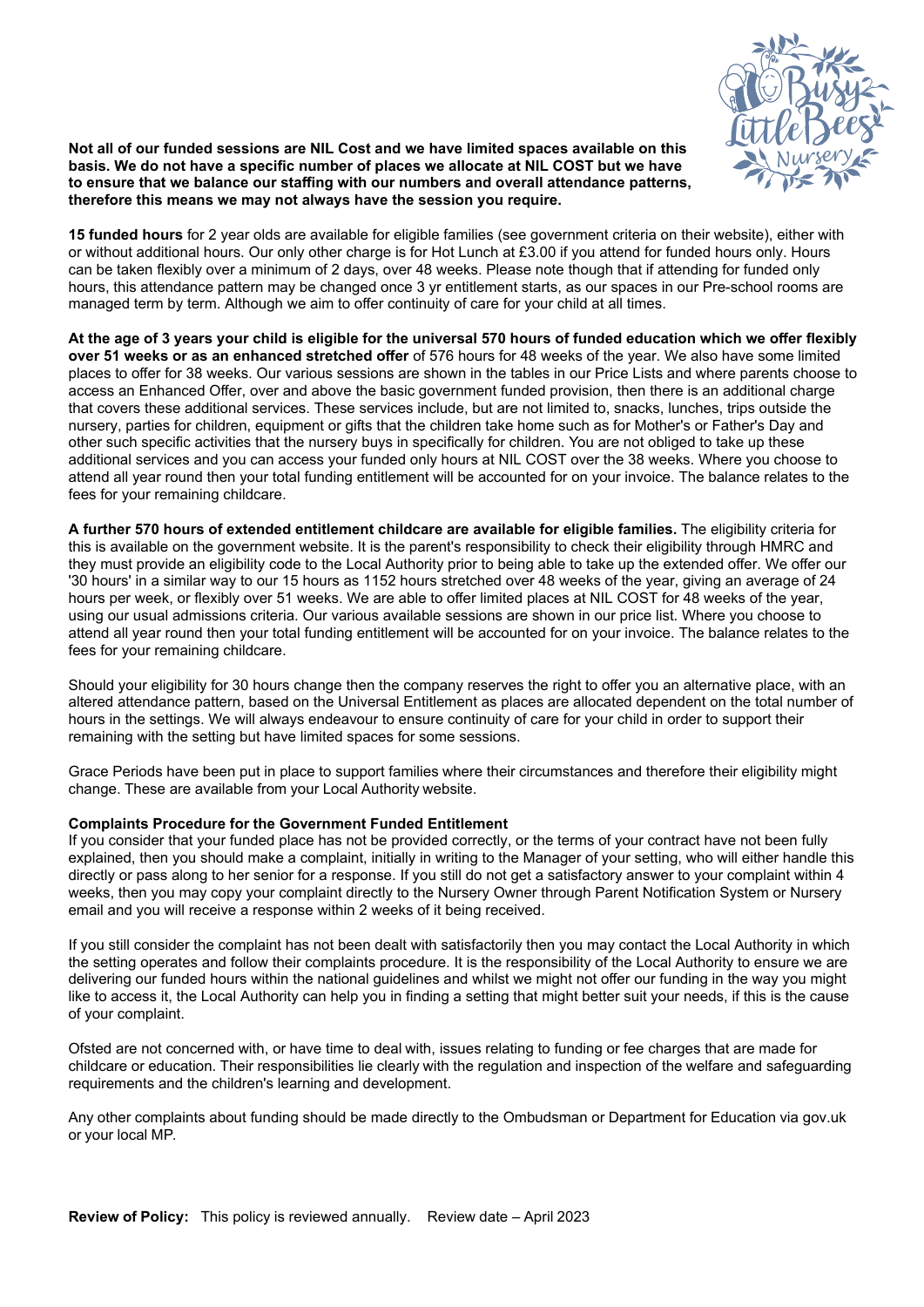**Not all of our funded sessions are NIL Cost and we have limited spaces available on this basis. We do not have a specific number of places we allocate at NIL COST but we have to ensure that we balance our staffing with our numbers and overall attendance patterns, therefore this means we may not always have the session you require.**

**15 funded hours** for 2 year olds are available for eligible families (see government criteria on their website), either with or without additional hours. Our only other charge is for Hot Lunch at £3.00 if you attend for funded hours only. Hours can be taken flexibly over a minimum of 2 days, over 48 weeks. Please note though that if attending for funded only hours, this attendance pattern may be changed once 3 yr entitlement starts, as our spaces in our Pre-school rooms are managed term by term. Although we aim to offer continuity of care for your child at all times.

**At the age of 3 years your child is eligible for the universal 570 hours of funded education which we offer flexibly over 51 weeks or as an enhanced stretched offer** of 576 hours for 48 weeks of the year. We also have some limited places to offer for 38 weeks. Our various sessions are shown in the tables in our Price Lists and where parents choose to access an Enhanced Offer, over and above the basic government funded provision, then there is an additional charge that covers these additional services. These services include, but are not limited to, snacks, lunches, trips outside the nursery, parties for children, equipment or gifts that the children take home such as for Mother's or Father's Day and other such specific activities that the nursery buys in specifically for children. You are not obliged to take up these additional services and you can access your funded only hours at NIL COST over the 38 weeks. Where you choose to attend all year round then your total funding entitlement will be accounted for on your invoice. The balance relates to the fees for your remaining childcare.

**A further 570 hours of extended entitlement childcare are available for eligible families.** The eligibility criteria for this is available on the government website. It is the parent's responsibility to check their eligibility through HMRC and they must provide an eligibility code to the Local Authority prior to being able to take up the extended offer. We offer our '30 hours' in a similar way to our 15 hours as 1152 hours stretched over 48 weeks of the year, giving an average of 24 hours per week, or flexibly over 51 weeks. We are able to offer limited places at NIL COST for 48 weeks of the year, using our usual admissions criteria. Our various available sessions are shown in our price list. Where you choose to attend all year round then your total funding entitlement will be accounted for on your invoice. The balance relates to the fees for your remaining childcare.

Should your eligibility for 30 hours change then the company reserves the right to offer you an alternative place, with an altered attendance pattern, based on the Universal Entitlement as places are allocated dependent on the total number of hours in the settings. We will always endeavour to ensure continuity of care for your child in order to support their remaining with the setting but have limited spaces for some sessions.

Grace Periods have been put in place to support families where their circumstances and therefore their eligibility might change. These are available from your Local Authority website.

**Complaints Procedure for the Government Funded Entitlement**

If you consider that your funded place has not been provided correctly, or the terms of your contract have not been fully explained, then you should make a complaint, initially in writing to the Manager of your setting, who will either handle this directly or pass along to her senior for a response. If you still do not get a satisfactory answer to your complaint within 4 weeks, then you may copy your complaint directly to the Nursery Owner through Parent Notification System or Nursery email and you will receive a response within 2 weeks of it being received.

If you still consider the complaint has not been dealt with satisfactorily then you may contact the Local Authority in which the setting operates and follow their complaints procedure. It is the responsibility of the Local Authority to ensure we are delivering our funded hours within the national guidelines and whilst we might not offer our funding in the way you might like to access it, the Local Authority can help you in finding a setting that might better suit your needs, if this is the cause of your complaint.

Ofsted are not concerned with, or have time to deal with, issues relating to funding or fee charges that are made for childcare or education. Their responsibilities lie clearly with the regulation and inspection of the welfare and safeguarding requirements and the children's learning and development.

Any other complaints about funding should be made directly to the Ombudsman or Department for Education via gov.uk or your local MP.

**Review of Policy:** This policy is reviewed annually. Review date – April 2023